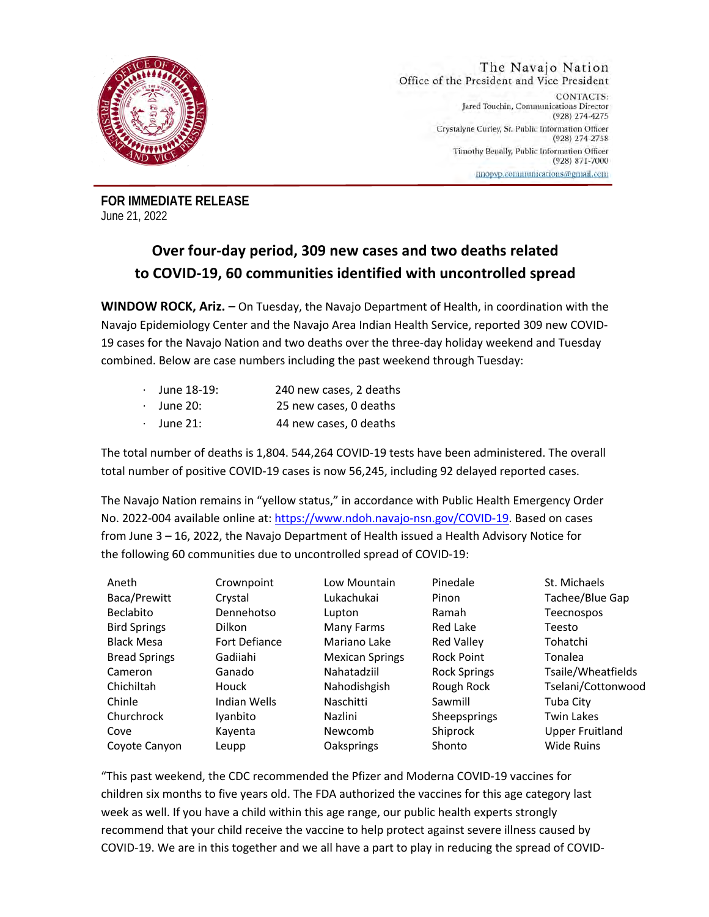The Navajo Nation
Office of the President and Vice President

CONTACTS:
Jared Touchin, Communications Director
(928) 274-4275
Crystalyne Curley, Sr. Public Information Officer
(928) 274-2758
Timothy Benally, Public Information Officer
(928) 871-7000
nnopvp.communications@gmail.com

**FOR IMMEDIATE RELEASE**
June 21, 2022

# Over four-day period, 309 new cases and two deaths related to COVID-19, 60 communities identified with uncontrolled spread

**WINDOW ROCK, Ariz.** – On Tuesday, the Navajo Department of Health, in coordination with the Navajo Epidemiology Center and the Navajo Area Indian Health Service, reported 309 new COVID-19 cases for the Navajo Nation and two deaths over the three-day holiday weekend and Tuesday combined. Below are case numbers including the past weekend through Tuesday:

- June 18-19: 240 new cases, 2 deaths
- June 20: 25 new cases, 0 deaths
- June 21: 44 new cases, 0 deaths

The total number of deaths is 1,804. 544,264 COVID-19 tests have been administered. The overall total number of positive COVID-19 cases is now 56,245, including 92 delayed reported cases.

The Navajo Nation remains in "yellow status," in accordance with Public Health Emergency Order No. 2022-004 available online at: https://www.ndoh.navajo-nsn.gov/COVID-19. Based on cases from June 3 – 16, 2022, the Navajo Department of Health issued a Health Advisory Notice for the following 60 communities due to uncontrolled spread of COVID-19:

| | | | | |
|---|---|---|---|---|
| Aneth | Crownpoint | Low Mountain | Pinedale | St. Michaels |
| Baca/Prewitt | Crystal | Lukachukai | Pinon | Tachee/Blue Gap |
| Beclabito | Dennehotso | Lupton | Ramah | Teecnospos |
| Bird Springs | Dilkon | Many Farms | Red Lake | Teesto |
| Black Mesa | Fort Defiance | Mariano Lake | Red Valley | Tohatchi |
| Bread Springs | Gadiiahi | Mexican Springs | Rock Point | Tonalea |
| Cameron | Ganado | Nahatadziil | Rock Springs | Tsaile/Wheatfields |
| Chichiltah | Houck | Nahodishgish | Rough Rock | Tselani/Cottonwood |
| Chinle | Indian Wells | Naschitti | Sawmill | Tuba City |
| Churchrock | Iyanbito | Nazlini | Sheepsprings | Twin Lakes |
| Cove | Kayenta | Newcomb | Shiprock | Upper Fruitland |
| Coyote Canyon | Leupp | Oaksprings | Shonto | Wide Ruins |

"This past weekend, the CDC recommended the Pfizer and Moderna COVID-19 vaccines for children six months to five years old. The FDA authorized the vaccines for this age category last week as well. If you have a child within this age range, our public health experts strongly recommend that your child receive the vaccine to help protect against severe illness caused by COVID-19. We are in this together and we all have a part to play in reducing the spread of COVID-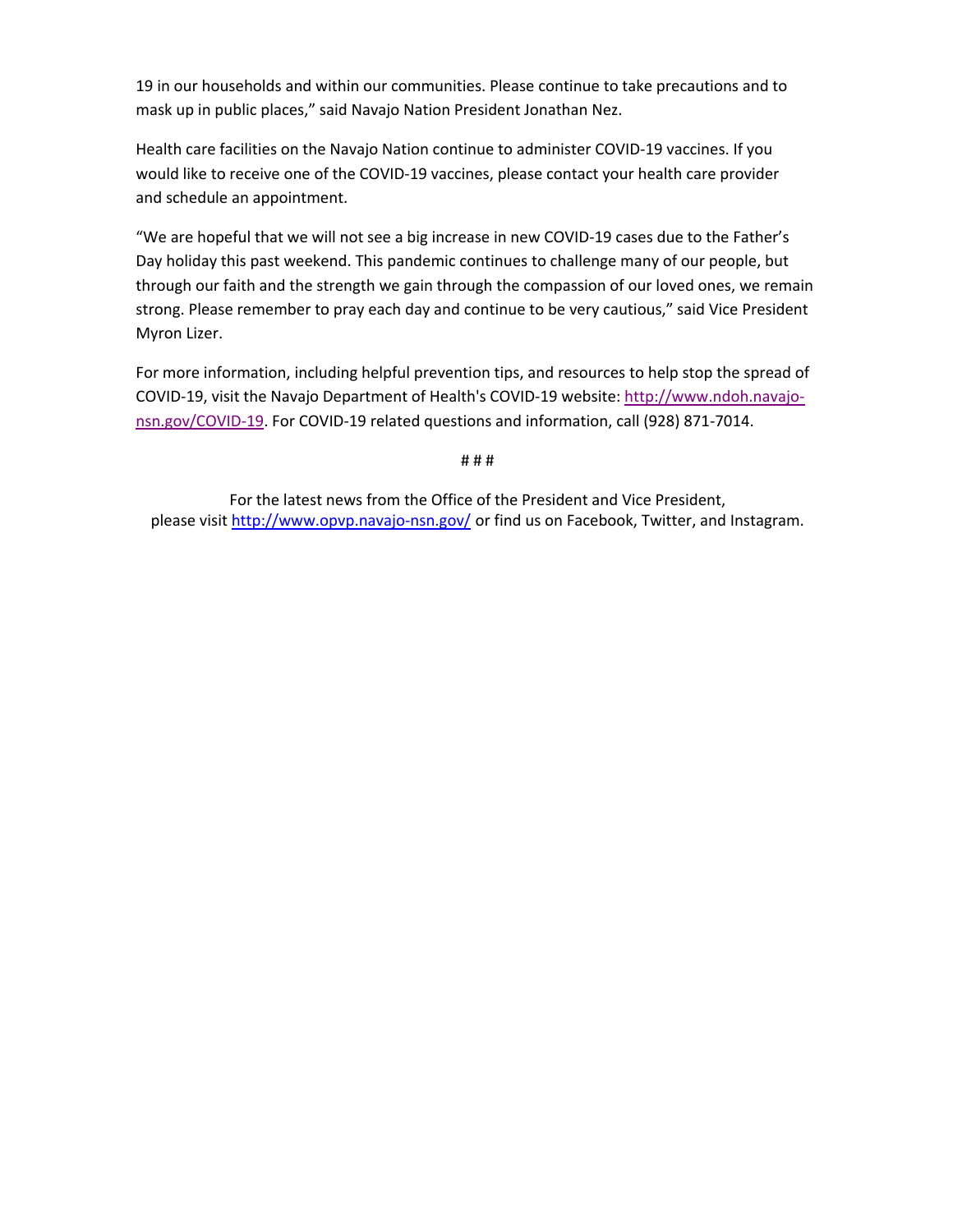19 in our households and within our communities. Please continue to take precautions and to mask up in public places," said Navajo Nation President Jonathan Nez.

Health care facilities on the Navajo Nation continue to administer COVID-19 vaccines. If you would like to receive one of the COVID-19 vaccines, please contact your health care provider and schedule an appointment.

"We are hopeful that we will not see a big increase in new COVID-19 cases due to the Father's Day holiday this past weekend. This pandemic continues to challenge many of our people, but through our faith and the strength we gain through the compassion of our loved ones, we remain strong. Please remember to pray each day and continue to be very cautious," said Vice President Myron Lizer.

For more information, including helpful prevention tips, and resources to help stop the spread of COVID-19, visit the Navajo Department of Health's COVID-19 website: [http://www.ndoh.navajo-nsn.gov/COVID-19](http://www.ndoh.navajo-nsn.gov/COVID-19). For COVID-19 related questions and information, call (928) 871-7014.

# # #

For the latest news from the Office of the President and Vice President,
please visit [http://www.opvp.navajo-nsn.gov/](http://www.opvp.navajo-nsn.gov/) or find us on Facebook, Twitter, and Instagram.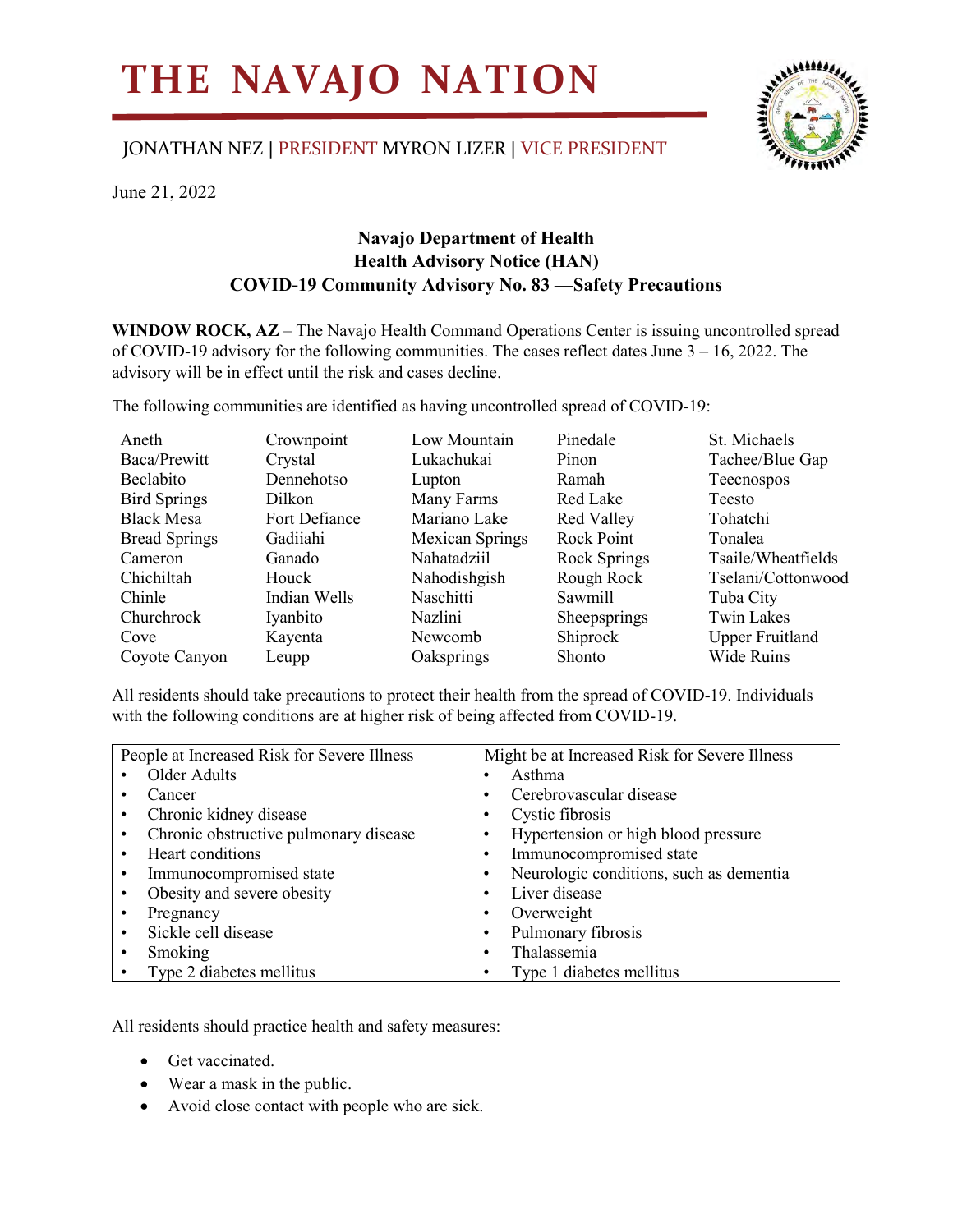# THE NAVAJO NATION

JONATHAN NEZ | PRESIDENT MYRON LIZER | VICE PRESIDENT

June 21, 2022

**Navajo Department of Health**
**Health Advisory Notice (HAN)**
**COVID-19 Community Advisory No. 83 —Safety Precautions**

**WINDOW ROCK, AZ** – The Navajo Health Command Operations Center is issuing uncontrolled spread of COVID-19 advisory for the following communities. The cases reflect dates June 3 – 16, 2022. The advisory will be in effect until the risk and cases decline.

The following communities are identified as having uncontrolled spread of COVID-19:

| | | | | |
|---|---|---|---|---|
| Aneth | Crownpoint | Low Mountain | Pinedale | St. Michaels |
| Baca/Prewitt | Crystal | Lukachukai | Pinon | Tachee/Blue Gap |
| Beclabito | Dennehotso | Lupton | Ramah | Teecnospos |
| Bird Springs | Dilkon | Many Farms | Red Lake | Teesto |
| Black Mesa | Fort Defiance | Mariano Lake | Red Valley | Tohatchi |
| Bread Springs | Gadiiahi | Mexican Springs | Rock Point | Tonalea |
| Cameron | Ganado | Nahatadziil | Rock Springs | Tsaile/Wheatfields |
| Chichiltah | Houck | Nahodishgish | Rough Rock | Tselani/Cottonwood |
| Chinle | Indian Wells | Naschitti | Sawmill | Tuba City |
| Churchrock | Iyanbito | Nazlini | Sheepsprings | Twin Lakes |
| Cove | Kayenta | Newcomb | Shiprock | Upper Fruitland |
| Coyote Canyon | Leupp | Oaksprings | Shonto | Wide Ruins |

All residents should take precautions to protect their health from the spread of COVID-19. Individuals with the following conditions are at higher risk of being affected from COVID-19.

| People at Increased Risk for Severe Illness | Might be at Increased Risk for Severe Illness |
|---|---|
| • Older Adults | • Asthma |
| • Cancer | • Cerebrovascular disease |
| • Chronic kidney disease | • Cystic fibrosis |
| • Chronic obstructive pulmonary disease | • Hypertension or high blood pressure |
| • Heart conditions | • Immunocompromised state |
| • Immunocompromised state | • Neurologic conditions, such as dementia |
| • Obesity and severe obesity | • Liver disease |
| • Pregnancy | • Overweight |
| • Sickle cell disease | • Pulmonary fibrosis |
| • Smoking | • Thalassemia |
| • Type 2 diabetes mellitus | • Type 1 diabetes mellitus |

All residents should practice health and safety measures:

- Get vaccinated.
- Wear a mask in the public.
- Avoid close contact with people who are sick.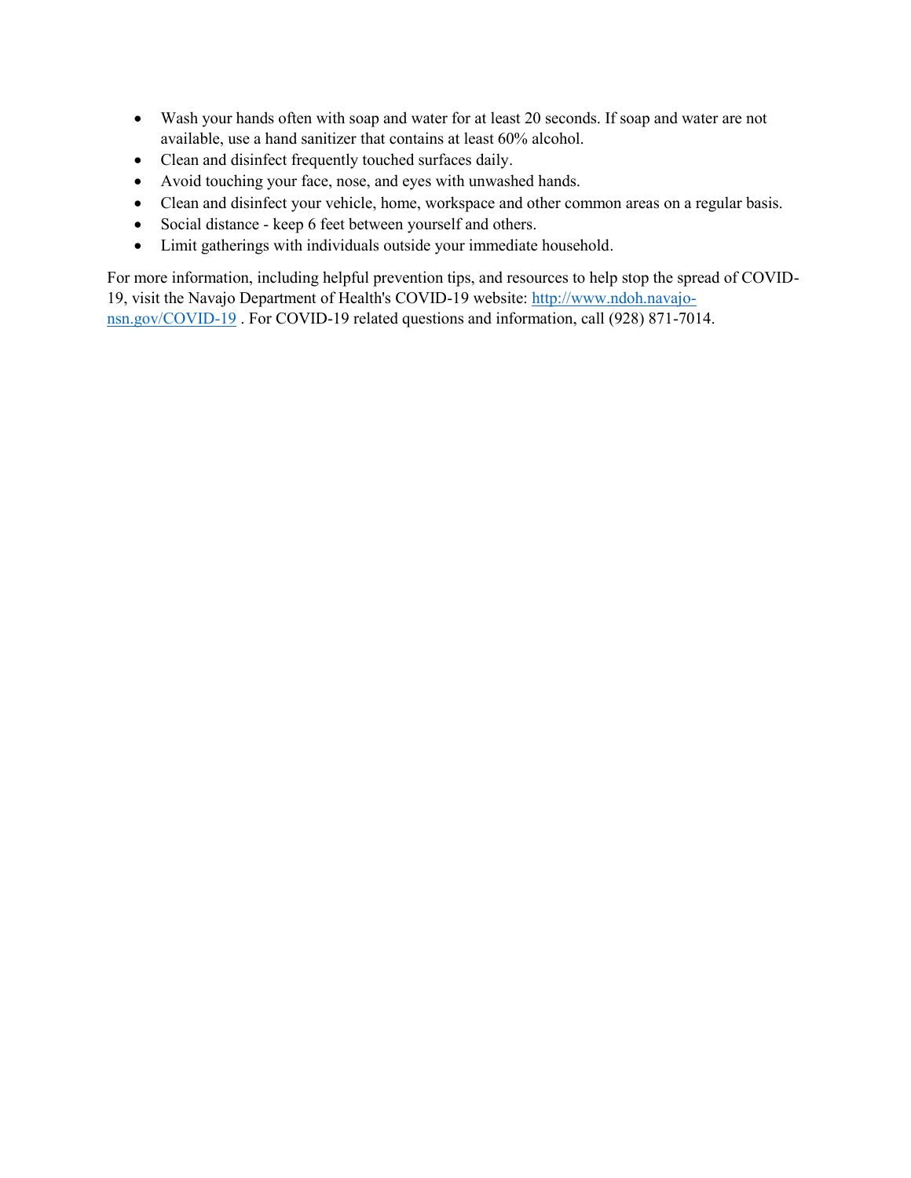- Wash your hands often with soap and water for at least 20 seconds. If soap and water are not available, use a hand sanitizer that contains at least 60% alcohol.
- Clean and disinfect frequently touched surfaces daily.
- Avoid touching your face, nose, and eyes with unwashed hands.
- Clean and disinfect your vehicle, home, workspace and other common areas on a regular basis.
- Social distance - keep 6 feet between yourself and others.
- Limit gatherings with individuals outside your immediate household.

For more information, including helpful prevention tips, and resources to help stop the spread of COVID-19, visit the Navajo Department of Health's COVID-19 website: [http://www.ndoh.navajo-nsn.gov/COVID-19](http://www.ndoh.navajo-nsn.gov/COVID-19) . For COVID-19 related questions and information, call (928) 871-7014.